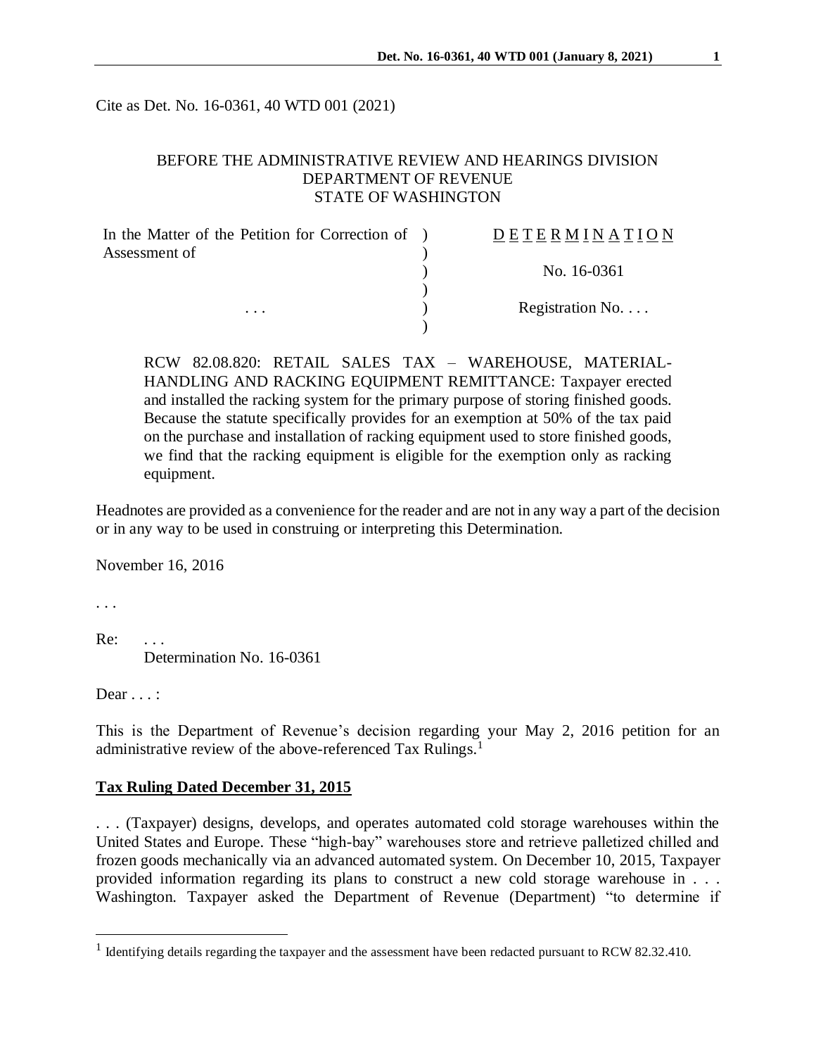Cite as Det. No. 16-0361, 40 WTD 001 (2021)

BEFORE THE ADMINISTRATIVE REVIEW AND HEARINGS DIVISION
DEPARTMENT OF REVENUE
STATE OF WASHINGTON

| In the Matter of the Petition for Correction of Assessment of | ) | DETERMINATION |
|---|---|---|
| | ) | No. 16-0361 |
| . . . | ) | Registration No. . . . |

RCW 82.08.820: RETAIL SALES TAX – WAREHOUSE, MATERIAL-HANDLING AND RACKING EQUIPMENT REMITTANCE: Taxpayer erected and installed the racking system for the primary purpose of storing finished goods. Because the statute specifically provides for an exemption at 50% of the tax paid on the purchase and installation of racking equipment used to store finished goods, we find that the racking equipment is eligible for the exemption only as racking equipment.

Headnotes are provided as a convenience for the reader and are not in any way a part of the decision or in any way to be used in construing or interpreting this Determination.

November 16, 2016

. . .

Re: . . .
Determination No. 16-0361

Dear . . . :

This is the Department of Revenue's decision regarding your May 2, 2016 petition for an administrative review of the above-referenced Tax Rulings.[1]

## Tax Ruling Dated December 31, 2015

. . . (Taxpayer) designs, develops, and operates automated cold storage warehouses within the United States and Europe. These "high-bay" warehouses store and retrieve palletized chilled and frozen goods mechanically via an advanced automated system. On December 10, 2015, Taxpayer provided information regarding its plans to construct a new cold storage warehouse in . . . Washington. Taxpayer asked the Department of Revenue (Department) "to determine if

[1] Identifying details regarding the taxpayer and the assessment have been redacted pursuant to RCW 82.32.410.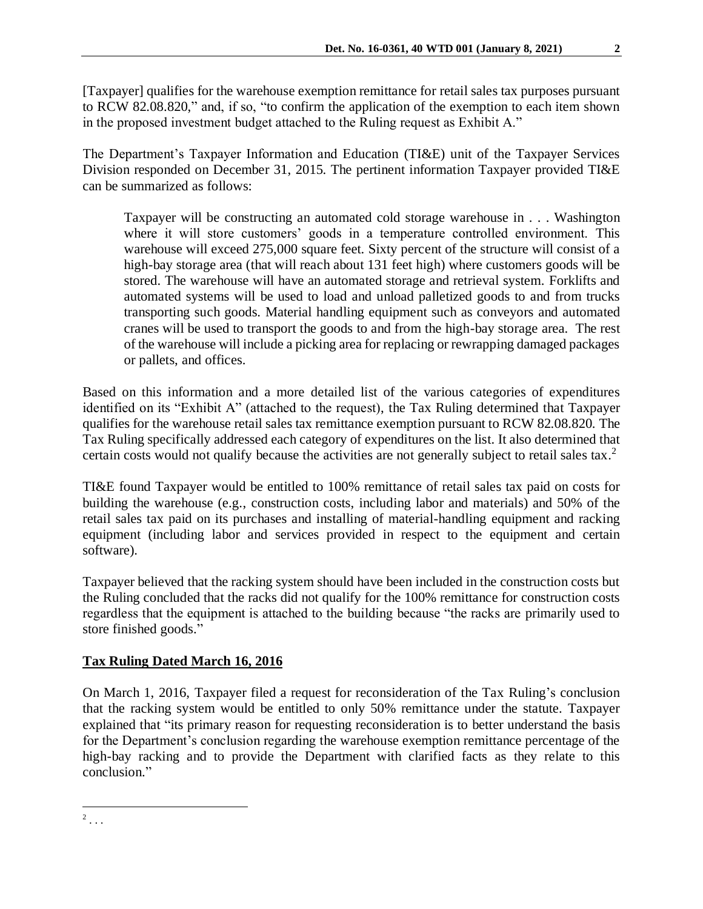[Taxpayer] qualifies for the warehouse exemption remittance for retail sales tax purposes pursuant to RCW 82.08.820," and, if so, "to confirm the application of the exemption to each item shown in the proposed investment budget attached to the Ruling request as Exhibit A."

The Department's Taxpayer Information and Education (TI&E) unit of the Taxpayer Services Division responded on December 31, 2015. The pertinent information Taxpayer provided TI&E can be summarized as follows:

> Taxpayer will be constructing an automated cold storage warehouse in . . . Washington where it will store customers' goods in a temperature controlled environment. This warehouse will exceed 275,000 square feet. Sixty percent of the structure will consist of a high-bay storage area (that will reach about 131 feet high) where customers goods will be stored. The warehouse will have an automated storage and retrieval system. Forklifts and automated systems will be used to load and unload palletized goods to and from trucks transporting such goods. Material handling equipment such as conveyors and automated cranes will be used to transport the goods to and from the high-bay storage area. The rest of the warehouse will include a picking area for replacing or rewrapping damaged packages or pallets, and offices.

Based on this information and a more detailed list of the various categories of expenditures identified on its "Exhibit A" (attached to the request), the Tax Ruling determined that Taxpayer qualifies for the warehouse retail sales tax remittance exemption pursuant to RCW 82.08.820. The Tax Ruling specifically addressed each category of expenditures on the list. It also determined that certain costs would not qualify because the activities are not generally subject to retail sales tax.[2]

TI&E found Taxpayer would be entitled to 100% remittance of retail sales tax paid on costs for building the warehouse (e.g., construction costs, including labor and materials) and 50% of the retail sales tax paid on its purchases and installing of material-handling equipment and racking equipment (including labor and services provided in respect to the equipment and certain software).

Taxpayer believed that the racking system should have been included in the construction costs but the Ruling concluded that the racks did not qualify for the 100% remittance for construction costs regardless that the equipment is attached to the building because "the racks are primarily used to store finished goods."

## **Tax Ruling Dated March 16, 2016**

On March 1, 2016, Taxpayer filed a request for reconsideration of the Tax Ruling's conclusion that the racking system would be entitled to only 50% remittance under the statute. Taxpayer explained that "its primary reason for requesting reconsideration is to better understand the basis for the Department's conclusion regarding the warehouse exemption remittance percentage of the high-bay racking and to provide the Department with clarified facts as they relate to this conclusion."

---

[2] . . .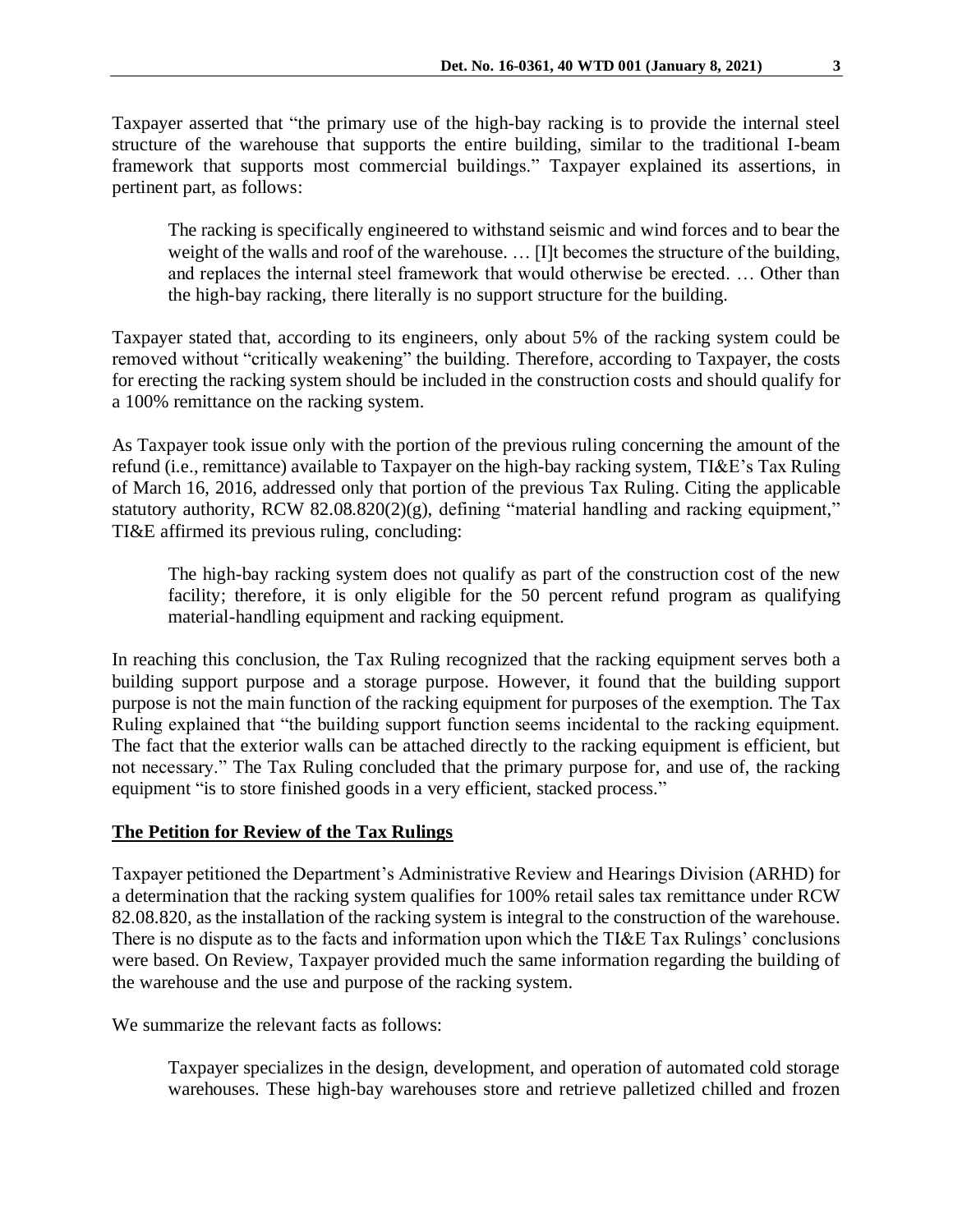Taxpayer asserted that "the primary use of the high-bay racking is to provide the internal steel structure of the warehouse that supports the entire building, similar to the traditional I-beam framework that supports most commercial buildings." Taxpayer explained its assertions, in pertinent part, as follows:

> The racking is specifically engineered to withstand seismic and wind forces and to bear the weight of the walls and roof of the warehouse. … [I]t becomes the structure of the building, and replaces the internal steel framework that would otherwise be erected. … Other than the high-bay racking, there literally is no support structure for the building.

Taxpayer stated that, according to its engineers, only about 5% of the racking system could be removed without "critically weakening" the building. Therefore, according to Taxpayer, the costs for erecting the racking system should be included in the construction costs and should qualify for a 100% remittance on the racking system.

As Taxpayer took issue only with the portion of the previous ruling concerning the amount of the refund (i.e., remittance) available to Taxpayer on the high-bay racking system, TI&E's Tax Ruling of March 16, 2016, addressed only that portion of the previous Tax Ruling. Citing the applicable statutory authority, RCW 82.08.820(2)(g), defining "material handling and racking equipment," TI&E affirmed its previous ruling, concluding:

> The high-bay racking system does not qualify as part of the construction cost of the new facility; therefore, it is only eligible for the 50 percent refund program as qualifying material-handling equipment and racking equipment.

In reaching this conclusion, the Tax Ruling recognized that the racking equipment serves both a building support purpose and a storage purpose. However, it found that the building support purpose is not the main function of the racking equipment for purposes of the exemption. The Tax Ruling explained that "the building support function seems incidental to the racking equipment. The fact that the exterior walls can be attached directly to the racking equipment is efficient, but not necessary." The Tax Ruling concluded that the primary purpose for, and use of, the racking equipment "is to store finished goods in a very efficient, stacked process."

**The Petition for Review of the Tax Rulings**

Taxpayer petitioned the Department's Administrative Review and Hearings Division (ARHD) for a determination that the racking system qualifies for 100% retail sales tax remittance under RCW 82.08.820, as the installation of the racking system is integral to the construction of the warehouse. There is no dispute as to the facts and information upon which the TI&E Tax Rulings' conclusions were based. On Review, Taxpayer provided much the same information regarding the building of the warehouse and the use and purpose of the racking system.

We summarize the relevant facts as follows:

> Taxpayer specializes in the design, development, and operation of automated cold storage warehouses. These high-bay warehouses store and retrieve palletized chilled and frozen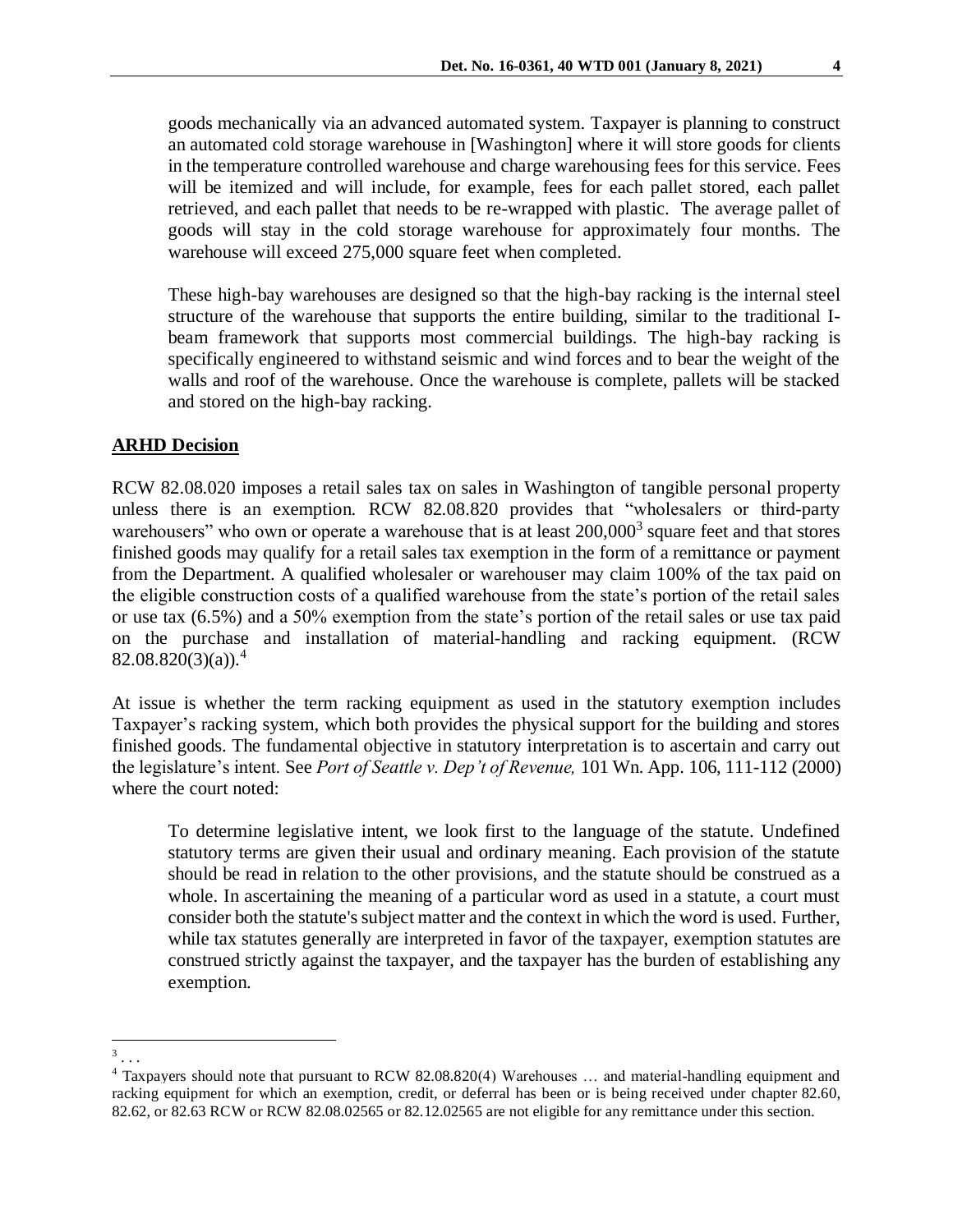goods mechanically via an advanced automated system. Taxpayer is planning to construct an automated cold storage warehouse in [Washington] where it will store goods for clients in the temperature controlled warehouse and charge warehousing fees for this service. Fees will be itemized and will include, for example, fees for each pallet stored, each pallet retrieved, and each pallet that needs to be re-wrapped with plastic. The average pallet of goods will stay in the cold storage warehouse for approximately four months. The warehouse will exceed 275,000 square feet when completed.

These high-bay warehouses are designed so that the high-bay racking is the internal steel structure of the warehouse that supports the entire building, similar to the traditional I-beam framework that supports most commercial buildings. The high-bay racking is specifically engineered to withstand seismic and wind forces and to bear the weight of the walls and roof of the warehouse. Once the warehouse is complete, pallets will be stacked and stored on the high-bay racking.

## ARHD Decision

RCW 82.08.020 imposes a retail sales tax on sales in Washington of tangible personal property unless there is an exemption. RCW 82.08.820 provides that "wholesalers or third-party warehousers" who own or operate a warehouse that is at least 200,000[3] square feet and that stores finished goods may qualify for a retail sales tax exemption in the form of a remittance or payment from the Department. A qualified wholesaler or warehouser may claim 100% of the tax paid on the eligible construction costs of a qualified warehouse from the state's portion of the retail sales or use tax (6.5%) and a 50% exemption from the state's portion of the retail sales or use tax paid on the purchase and installation of material-handling and racking equipment. (RCW 82.08.820(3)(a)).[4]

At issue is whether the term racking equipment as used in the statutory exemption includes Taxpayer's racking system, which both provides the physical support for the building and stores finished goods. The fundamental objective in statutory interpretation is to ascertain and carry out the legislature's intent. See *Port of Seattle v. Dep't of Revenue,* 101 Wn. App. 106, 111-112 (2000) where the court noted:

> To determine legislative intent, we look first to the language of the statute. Undefined statutory terms are given their usual and ordinary meaning. Each provision of the statute should be read in relation to the other provisions, and the statute should be construed as a whole. In ascertaining the meaning of a particular word as used in a statute, a court must consider both the statute's subject matter and the context in which the word is used. Further, while tax statutes generally are interpreted in favor of the taxpayer, exemption statutes are construed strictly against the taxpayer, and the taxpayer has the burden of establishing any exemption.

---

[3] . . .

[4] Taxpayers should note that pursuant to RCW 82.08.820(4) Warehouses … and material-handling equipment and racking equipment for which an exemption, credit, or deferral has been or is being received under chapter 82.60, 82.62, or 82.63 RCW or RCW 82.08.02565 or 82.12.02565 are not eligible for any remittance under this section.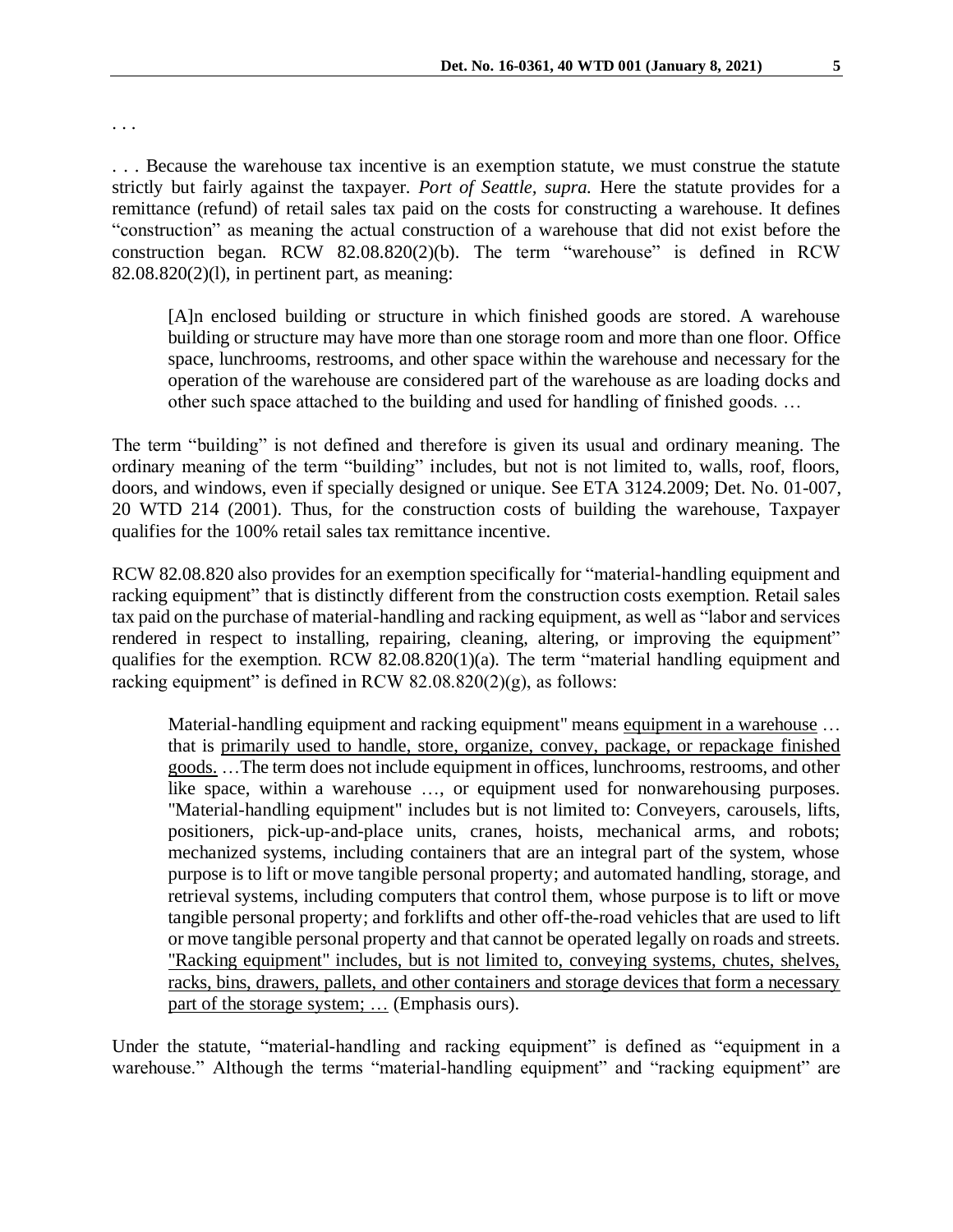. . .

. . . Because the warehouse tax incentive is an exemption statute, we must construe the statute strictly but fairly against the taxpayer. *Port of Seattle, supra.* Here the statute provides for a remittance (refund) of retail sales tax paid on the costs for constructing a warehouse. It defines "construction" as meaning the actual construction of a warehouse that did not exist before the construction began. RCW 82.08.820(2)(b). The term "warehouse" is defined in RCW 82.08.820(2)(l), in pertinent part, as meaning:

> [A]n enclosed building or structure in which finished goods are stored. A warehouse building or structure may have more than one storage room and more than one floor. Office space, lunchrooms, restrooms, and other space within the warehouse and necessary for the operation of the warehouse are considered part of the warehouse as are loading docks and other such space attached to the building and used for handling of finished goods. …

The term "building" is not defined and therefore is given its usual and ordinary meaning. The ordinary meaning of the term "building" includes, but not is not limited to, walls, roof, floors, doors, and windows, even if specially designed or unique. See ETA 3124.2009; Det. No. 01-007, 20 WTD 214 (2001). Thus, for the construction costs of building the warehouse, Taxpayer qualifies for the 100% retail sales tax remittance incentive.

RCW 82.08.820 also provides for an exemption specifically for "material-handling equipment and racking equipment" that is distinctly different from the construction costs exemption. Retail sales tax paid on the purchase of material-handling and racking equipment, as well as "labor and services rendered in respect to installing, repairing, cleaning, altering, or improving the equipment" qualifies for the exemption. RCW 82.08.820(1)(a). The term "material handling equipment and racking equipment" is defined in RCW 82.08.820(2)(g), as follows:

> Material-handling equipment and racking equipment" means <u>equipment in a warehouse</u> … that is <u>primarily used to handle, store, organize, convey, package, or repackage finished goods.</u> …The term does not include equipment in offices, lunchrooms, restrooms, and other like space, within a warehouse …, or equipment used for nonwarehousing purposes. "Material-handling equipment" includes but is not limited to: Conveyers, carousels, lifts, positioners, pick-up-and-place units, cranes, hoists, mechanical arms, and robots; mechanized systems, including containers that are an integral part of the system, whose purpose is to lift or move tangible personal property; and automated handling, storage, and retrieval systems, including computers that control them, whose purpose is to lift or move tangible personal property; and forklifts and other off-the-road vehicles that are used to lift or move tangible personal property and that cannot be operated legally on roads and streets. <u>"Racking equipment" includes, but is not limited to, conveying systems, chutes, shelves, racks, bins, drawers, pallets, and other containers and storage devices that form a necessary part of the storage system; …</u> (Emphasis ours).

Under the statute, "material-handling and racking equipment" is defined as "equipment in a warehouse." Although the terms "material-handling equipment" and "racking equipment" are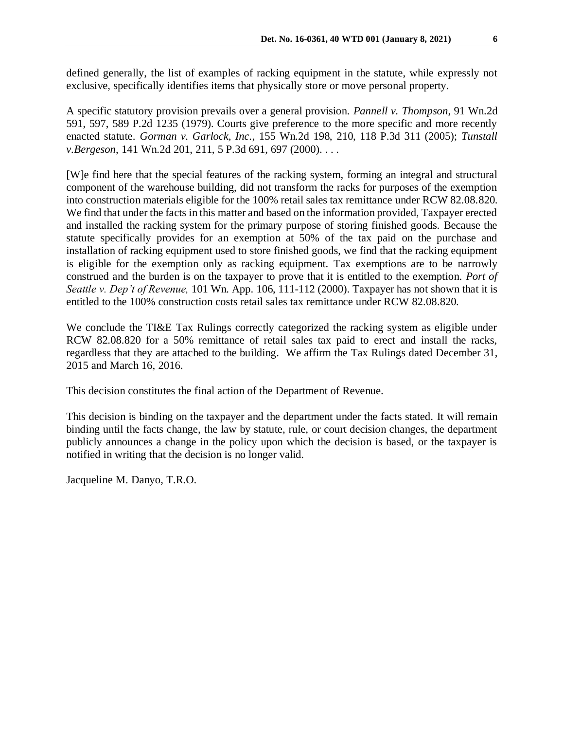defined generally, the list of examples of racking equipment in the statute, while expressly not exclusive, specifically identifies items that physically store or move personal property.

A specific statutory provision prevails over a general provision. *Pannell v. Thompson*, 91 Wn.2d 591, 597, 589 P.2d 1235 (1979). Courts give preference to the more specific and more recently enacted statute. *Gorman v. Garlock, Inc.*, 155 Wn.2d 198, 210, 118 P.3d 311 (2005); *Tunstall v.Bergeson*, 141 Wn.2d 201, 211, 5 P.3d 691, 697 (2000). . . .

[W]e find here that the special features of the racking system, forming an integral and structural component of the warehouse building, did not transform the racks for purposes of the exemption into construction materials eligible for the 100% retail sales tax remittance under RCW 82.08.820. We find that under the facts in this matter and based on the information provided, Taxpayer erected and installed the racking system for the primary purpose of storing finished goods. Because the statute specifically provides for an exemption at 50% of the tax paid on the purchase and installation of racking equipment used to store finished goods, we find that the racking equipment is eligible for the exemption only as racking equipment. Tax exemptions are to be narrowly construed and the burden is on the taxpayer to prove that it is entitled to the exemption. *Port of Seattle v. Dep't of Revenue,* 101 Wn. App. 106, 111-112 (2000). Taxpayer has not shown that it is entitled to the 100% construction costs retail sales tax remittance under RCW 82.08.820.

We conclude the TI&E Tax Rulings correctly categorized the racking system as eligible under RCW 82.08.820 for a 50% remittance of retail sales tax paid to erect and install the racks, regardless that they are attached to the building. We affirm the Tax Rulings dated December 31, 2015 and March 16, 2016.

This decision constitutes the final action of the Department of Revenue.

This decision is binding on the taxpayer and the department under the facts stated. It will remain binding until the facts change, the law by statute, rule, or court decision changes, the department publicly announces a change in the policy upon which the decision is based, or the taxpayer is notified in writing that the decision is no longer valid.

Jacqueline M. Danyo, T.R.O.